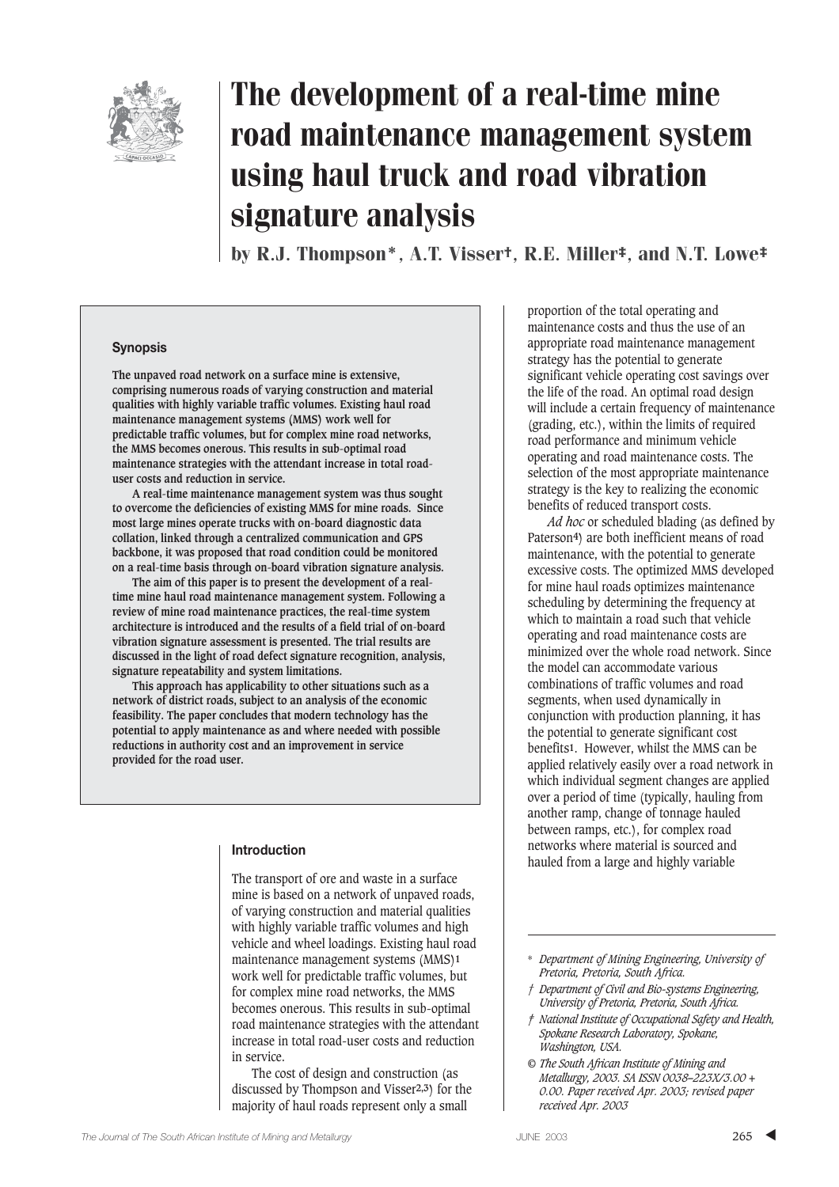# The development of a real-time mine road maintenance management system using haul truck and road vibration signature analysis

**by R.J. Thompson\*, A.T. Visser†, R.E. Miller‡, and N.T. Lowe‡**

### Synopsis

**The unpaved road network on a surface mine is extensive, comprising numerous roads of varying construction and material qualities with highly variable traffic volumes. Existing haul road maintenance management systems (MMS) work well for predictable traffic volumes, but for complex mine road networks, the MMS becomes onerous. This results in sub-optimal road maintenance strategies with the attendant increase in total road-user costs and reduction in service.**

**A real-time maintenance management system was thus sought to overcome the deficiencies of existing MMS for mine roads. Since most large mines operate trucks with on-board diagnostic data collation, linked through a centralized communication and GPS backbone, it was proposed that road condition could be monitored on a real-time basis through on-board vibration signature analysis.**

**The aim of this paper is to present the development of a real-time mine haul road maintenance management system. Following a review of mine road maintenance practices, the real-time system architecture is introduced and the results of a field trial of on-board vibration signature assessment is presented. The trial results are discussed in the light of road defect signature recognition, analysis, signature repeatability and system limitations.**

**This approach has applicability to other situations such as a network of district roads, subject to an analysis of the economic feasibility. The paper concludes that modern technology has the potential to apply maintenance as and where needed with possible reductions in authority cost and an improvement in service provided for the road user.**

## Introduction

The transport of ore and waste in a surface mine is based on a network of unpaved roads, of varying construction and material qualities with highly variable traffic volumes and high vehicle and wheel loadings. Existing haul road maintenance management systems (MMS)[1] work well for predictable traffic volumes, but for complex mine road networks, the MMS becomes onerous. This results in sub-optimal road maintenance strategies with the attendant increase in total road-user costs and reduction in service.

The cost of design and construction (as discussed by Thompson and Visser[2,3]) for the majority of haul roads represent only a small proportion of the total operating and maintenance costs and thus the use of an appropriate road maintenance management strategy has the potential to generate significant vehicle operating cost savings over the life of the road. An optimal road design will include a certain frequency of maintenance (grading, etc.), within the limits of required road performance and minimum vehicle operating and road maintenance costs. The selection of the most appropriate maintenance strategy is the key to realizing the economic benefits of reduced transport costs.

*Ad hoc* or scheduled blading (as defined by Paterson[4]) are both inefficient means of road maintenance, with the potential to generate excessive costs. The optimized MMS developed for mine haul roads optimizes maintenance scheduling by determining the frequency at which to maintain a road such that vehicle operating and road maintenance costs are minimized over the whole road network. Since the model can accommodate various combinations of traffic volumes and road segments, when used dynamically in conjunction with production planning, it has the potential to generate significant cost benefits[1]. However, whilst the MMS can be applied relatively easily over a road network in which individual segment changes are applied over a period of time (typically, hauling from another ramp, change of tonnage hauled between ramps, etc.), for complex road networks where material is sourced and hauled from a large and highly variable

---

\* *Department of Mining Engineering, University of Pretoria, Pretoria, South Africa.*

† *Department of Civil and Bio-systems Engineering, University of Pretoria, Pretoria, South Africa.*

‡ *National Institute of Occupational Safety and Health, Spokane Research Laboratory, Spokane, Washington, USA.*

© *The South African Institute of Mining and Metallurgy, 2003. SA ISSN 0038–223X/3.00 + 0.00. Paper received Apr. 2003; revised paper received Apr. 2003*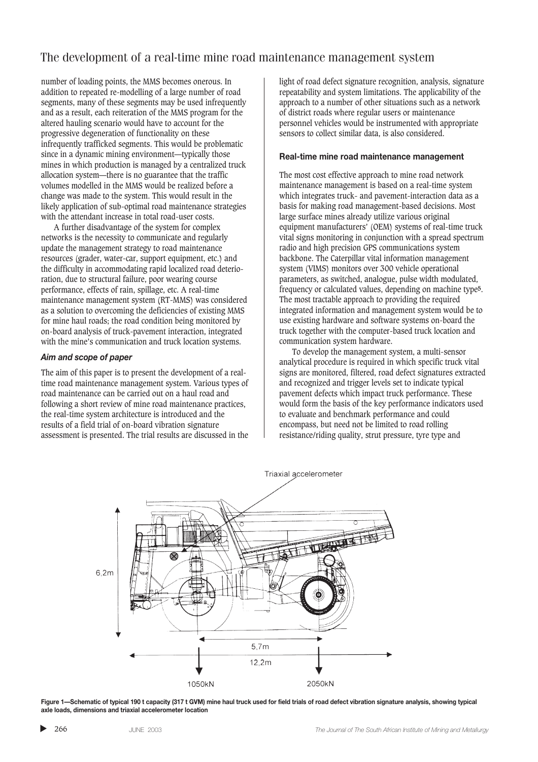number of loading points, the MMS becomes onerous. In addition to repeated re-modelling of a large number of road segments, many of these segments may be used infrequently and as a result, each reiteration of the MMS program for the altered hauling scenario would have to account for the progressive degeneration of functionality on these infrequently trafficked segments. This would be problematic since in a dynamic mining environment—typically those mines in which production is managed by a centralized truck allocation system—there is no guarantee that the traffic volumes modelled in the MMS would be realized before a change was made to the system. This would result in the likely application of sub-optimal road maintenance strategies with the attendant increase in total road-user costs.

A further disadvantage of the system for complex networks is the necessity to communicate and regularly update the management strategy to road maintenance resources (grader, water-car, support equipment, etc.) and the difficulty in accommodating rapid localized road deterioration, due to structural failure, poor wearing course performance, effects of rain, spillage, etc. A real-time maintenance management system (RT-MMS) was considered as a solution to overcoming the deficiencies of existing MMS for mine haul roads; the road condition being monitored by on-board analysis of truck-pavement interaction, integrated with the mine's communication and truck location systems.

### *Aim and scope of paper*

The aim of this paper is to present the development of a real-time road maintenance management system. Various types of road maintenance can be carried out on a haul road and following a short review of mine road maintenance practices, the real-time system architecture is introduced and the results of a field trial of on-board vibration signature assessment is presented. The trial results are discussed in the light of road defect signature recognition, analysis, signature repeatability and system limitations. The applicability of the approach to a number of other situations such as a network of district roads where regular users or maintenance personnel vehicles would be instrumented with appropriate sensors to collect similar data, is also considered.

## Real-time mine road maintenance management

The most cost effective approach to mine road network maintenance management is based on a real-time system which integrates truck- and pavement-interaction data as a basis for making road management-based decisions. Most large surface mines already utilize various original equipment manufacturers' (OEM) systems of real-time truck vital signs monitoring in conjunction with a spread spectrum radio and high precision GPS communications system backbone. The Caterpillar vital information management system (VIMS) monitors over 300 vehicle operational parameters, as switched, analogue, pulse width modulated, frequency or calculated values, depending on machine type[5]. The most tractable approach to providing the required integrated information and management system would be to use existing hardware and software systems on-board the truck together with the computer-based truck location and communication system hardware.

To develop the management system, a multi-sensor analytical procedure is required in which specific truck vital signs are monitored, filtered, road defect signatures extracted and recognized and trigger levels set to indicate typical pavement defects which impact truck performance. These would form the basis of the key performance indicators used to evaluate and benchmark performance and could encompass, but need not be limited to road rolling resistance/riding quality, strut pressure, tyre type and

**Figure 1—Schematic of typical 190 t capacity (317 t GVM) mine haul truck used for field trials of road defect vibration signature analysis, showing typical axle loads, dimensions and triaxial accelerometer location**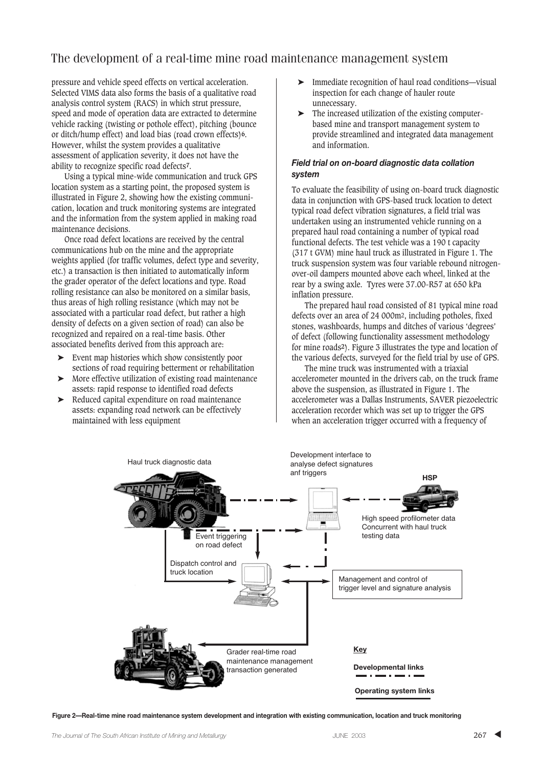pressure and vehicle speed effects on vertical acceleration. Selected VIMS data also forms the basis of a qualitative road analysis control system (RACS) in which strut pressure, speed and mode of operation data are extracted to determine vehicle racking (twisting or pothole effect), pitching (bounce or ditch/hump effect) and load bias (road crown effects)[6]. However, whilst the system provides a qualitative assessment of application severity, it does not have the ability to recognize specific road defects[7].

Using a typical mine-wide communication and truck GPS location system as a starting point, the proposed system is illustrated in Figure 2, showing how the existing communication, location and truck monitoring systems are integrated and the information from the system applied in making road maintenance decisions.

Once road defect locations are received by the central communications hub on the mine and the appropriate weights applied (for traffic volumes, defect type and severity, etc.) a transaction is then initiated to automatically inform the grader operator of the defect locations and type. Road rolling resistance can also be monitored on a similar basis, thus areas of high rolling resistance (which may not be associated with a particular road defect, but rather a high density of defects on a given section of road) can also be recognized and repaired on a real-time basis. Other associated benefits derived from this approach are:

- Event map histories which show consistently poor sections of road requiring betterment or rehabilitation
- More effective utilization of existing road maintenance assets: rapid response to identified road defects
- Reduced capital expenditure on road maintenance assets: expanding road network can be effectively maintained with less equipment
- Immediate recognition of haul road conditions—visual inspection for each change of hauler route unnecessary.
- The increased utilization of the existing computer-based mine and transport management system to provide streamlined and integrated data management and information.

### *Field trial on on-board diagnostic data collation system*

To evaluate the feasibility of using on-board truck diagnostic data in conjunction with GPS-based truck location to detect typical road defect vibration signatures, a field trial was undertaken using an instrumented vehicle running on a prepared haul road containing a number of typical road functional defects. The test vehicle was a 190 t capacity (317 t GVM) mine haul truck as illustrated in Figure 1. The truck suspension system was four variable rebound nitrogen-over-oil dampers mounted above each wheel, linked at the rear by a swing axle. Tyres were 37.00-R57 at 650 kPa inflation pressure.

The prepared haul road consisted of 81 typical mine road defects over an area of 24 000m[2], including potholes, fixed stones, washboards, humps and ditches of various 'degrees' of defect (following functionality assessment methodology for mine roads[2]). Figure 3 illustrates the type and location of the various defects, surveyed for the field trial by use of GPS.

The mine truck was instrumented with a triaxial accelerometer mounted in the drivers cab, on the truck frame above the suspension, as illustrated in Figure 1. The accelerometer was a Dallas Instruments, SAVER piezoelectric acceleration recorder which was set up to trigger the GPS when an acceleration trigger occurred with a frequency of

Haul truck diagnostic data

Development interface to analyse defect signatures anf triggers

HSP

High speed profilometer data Concurrent with haul truck testing data

Event triggering on road defect

Dispatch control and truck location

Management and control of trigger level and signature analysis

Grader real-time road maintenance management transaction generated

Key

Developmental links

Operating system links

Figure 2—Real-time mine road maintenance system development and integration with existing communication, location and truck monitoring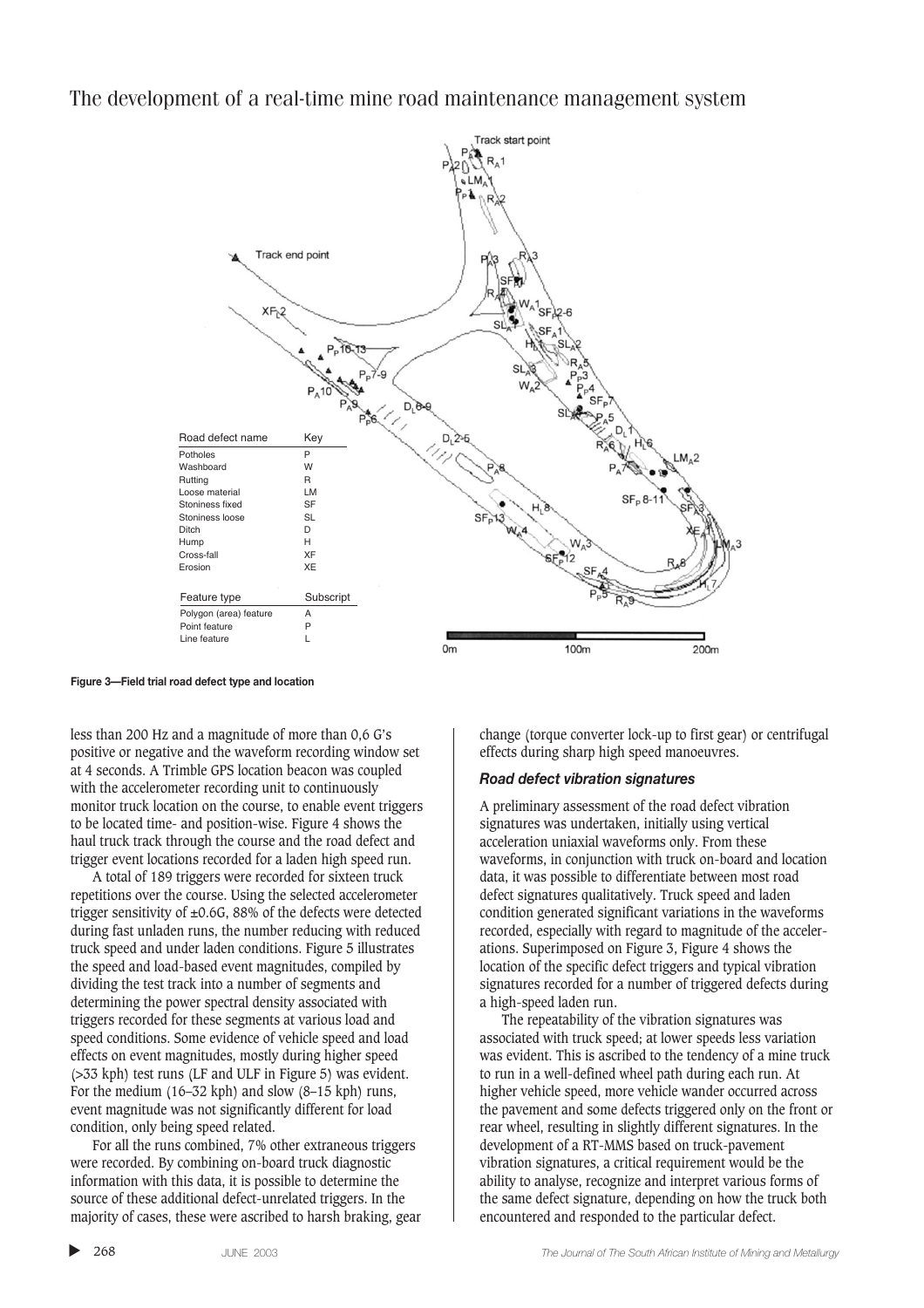Figure 3—Field trial road defect type and location

less than 200 Hz and a magnitude of more than 0,6 G's positive or negative and the waveform recording window set at 4 seconds. A Trimble GPS location beacon was coupled with the accelerometer recording unit to continuously monitor truck location on the course, to enable event triggers to be located time- and position-wise. Figure 4 shows the haul truck track through the course and the road defect and trigger event locations recorded for a laden high speed run.

A total of 189 triggers were recorded for sixteen truck repetitions over the course. Using the selected accelerometer trigger sensitivity of ±0.6G, 88% of the defects were detected during fast unladen runs, the number reducing with reduced truck speed and under laden conditions. Figure 5 illustrates the speed and load-based event magnitudes, compiled by dividing the test track into a number of segments and determining the power spectral density associated with triggers recorded for these segments at various load and speed conditions. Some evidence of vehicle speed and load effects on event magnitudes, mostly during higher speed (>33 kph) test runs (LF and ULF in Figure 5) was evident. For the medium (16–32 kph) and slow (8–15 kph) runs, event magnitude was not significantly different for load condition, only being speed related.

For all the runs combined, 7% other extraneous triggers were recorded. By combining on-board truck diagnostic information with this data, it is possible to determine the source of these additional defect-unrelated triggers. In the majority of cases, these were ascribed to harsh braking, gear change (torque converter lock-up to first gear) or centrifugal effects during sharp high speed manoeuvres.

### *Road defect vibration signatures*

A preliminary assessment of the road defect vibration signatures was undertaken, initially using vertical acceleration uniaxial waveforms only. From these waveforms, in conjunction with truck on-board and location data, it was possible to differentiate between most road defect signatures qualitatively. Truck speed and laden condition generated significant variations in the waveforms recorded, especially with regard to magnitude of the accelerations. Superimposed on Figure 3, Figure 4 shows the location of the specific defect triggers and typical vibration signatures recorded for a number of triggered defects during a high-speed laden run.

The repeatability of the vibration signatures was associated with truck speed; at lower speeds less variation was evident. This is ascribed to the tendency of a mine truck to run in a well-defined wheel path during each run. At higher vehicle speed, more vehicle wander occurred across the pavement and some defects triggered only on the front or rear wheel, resulting in slightly different signatures. In the development of a RT-MMS based on truck-pavement vibration signatures, a critical requirement would be the ability to analyse, recognize and interpret various forms of the same defect signature, depending on how the truck both encountered and responded to the particular defect.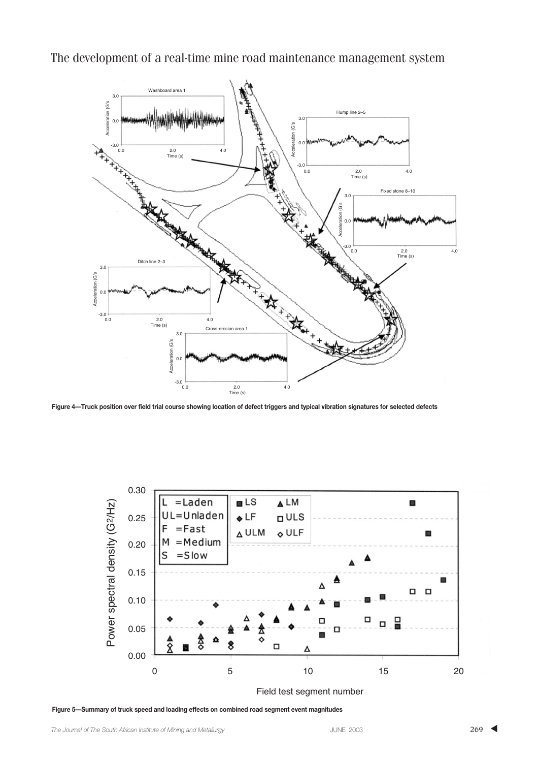Washboard area 1

3.0

Acceleration (G's)

0.0

-3.0

0.0

2.0

4.0

Time (s)

Hump line 2–5

3.0

Acceleration (G's)

0.0

-3.0

0.0

2.0

4.0

Time (s)

Fixed stone 8–10

3.0

Acceleration (G's)

0.0

-3.0

0.0

2.0

4.0

Time (s)

Ditch line 2–3

3.0

Acceleration (G's)

0.0

-3.0

0.0

2.0

4.0

Time (s)

Cross-erosion area 1

3.0

Acceleration (G's)

0.0

-3.0

0.0

2.0

4.0

Time (s)

**Figure 4—Truck position over field trial course showing location of defect triggers and typical vibration signatures for selected defects**

Power spectral density ($G^2$/Hz)

0.30

0.25

0.20

0.15

0.10

0.05

0.00

0

5

10

15

20

Field test segment number

L =Laden
UL=Unladen
F =Fast
M =Medium
S =Slow

LS
LM
LF
ULS
ULM
ULF

**Figure 5—Summary of truck speed and loading effects on combined road segment event magnitudes**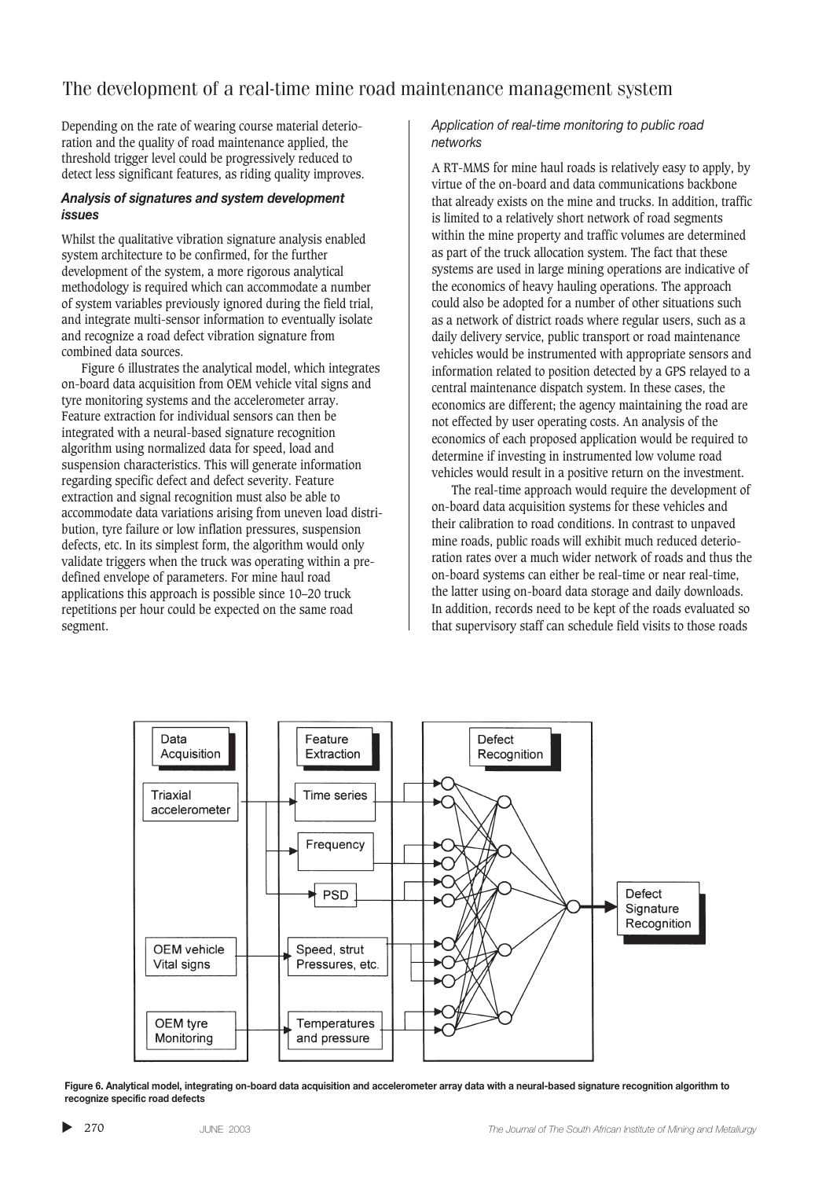Depending on the rate of wearing course material deterioration and the quality of road maintenance applied, the threshold trigger level could be progressively reduced to detect less significant features, as riding quality improves.

### *Analysis of signatures and system development issues*

Whilst the qualitative vibration signature analysis enabled system architecture to be confirmed, for the further development of the system, a more rigorous analytical methodology is required which can accommodate a number of system variables previously ignored during the field trial, and integrate multi-sensor information to eventually isolate and recognize a road defect vibration signature from combined data sources.

Figure 6 illustrates the analytical model, which integrates on-board data acquisition from OEM vehicle vital signs and tyre monitoring systems and the accelerometer array. Feature extraction for individual sensors can then be integrated with a neural-based signature recognition algorithm using normalized data for speed, load and suspension characteristics. This will generate information regarding specific defect and defect severity. Feature extraction and signal recognition must also be able to accommodate data variations arising from uneven load distribution, tyre failure or low inflation pressures, suspension defects, etc. In its simplest form, the algorithm would only validate triggers when the truck was operating within a predefined envelope of parameters. For mine haul road applications this approach is possible since 10–20 truck repetitions per hour could be expected on the same road segment.

### *Application of real-time monitoring to public road networks*

A RT-MMS for mine haul roads is relatively easy to apply, by virtue of the on-board and data communications backbone that already exists on the mine and trucks. In addition, traffic is limited to a relatively short network of road segments within the mine property and traffic volumes are determined as part of the truck allocation system. The fact that these systems are used in large mining operations are indicative of the economics of heavy hauling operations. The approach could also be adopted for a number of other situations such as a network of district roads where regular users, such as a daily delivery service, public transport or road maintenance vehicles would be instrumented with appropriate sensors and information related to position detected by a GPS relayed to a central maintenance dispatch system. In these cases, the economics are different; the agency maintaining the road are not effected by user operating costs. An analysis of the economics of each proposed application would be required to determine if investing in instrumented low volume road vehicles would result in a positive return on the investment.

The real-time approach would require the development of on-board data acquisition systems for these vehicles and their calibration to road conditions. In contrast to unpaved mine roads, public roads will exhibit much reduced deterioration rates over a much wider network of roads and thus the on-board systems can either be real-time or near real-time, the latter using on-board data storage and daily downloads. In addition, records need to be kept of the roads evaluated so that supervisory staff can schedule field visits to those roads

Data Acquisition
Triaxial accelerometer
OEM vehicle Vital signs
OEM tyre Monitoring
Feature Extraction
Time series
Frequency
PSD
Speed, strut Pressures, etc.
Temperatures and pressure
Defect Recognition
Defect Signature Recognition

**Figure 6. Analytical model, integrating on-board data acquisition and accelerometer array data with a neural-based signature recognition algorithm to recognize specific road defects**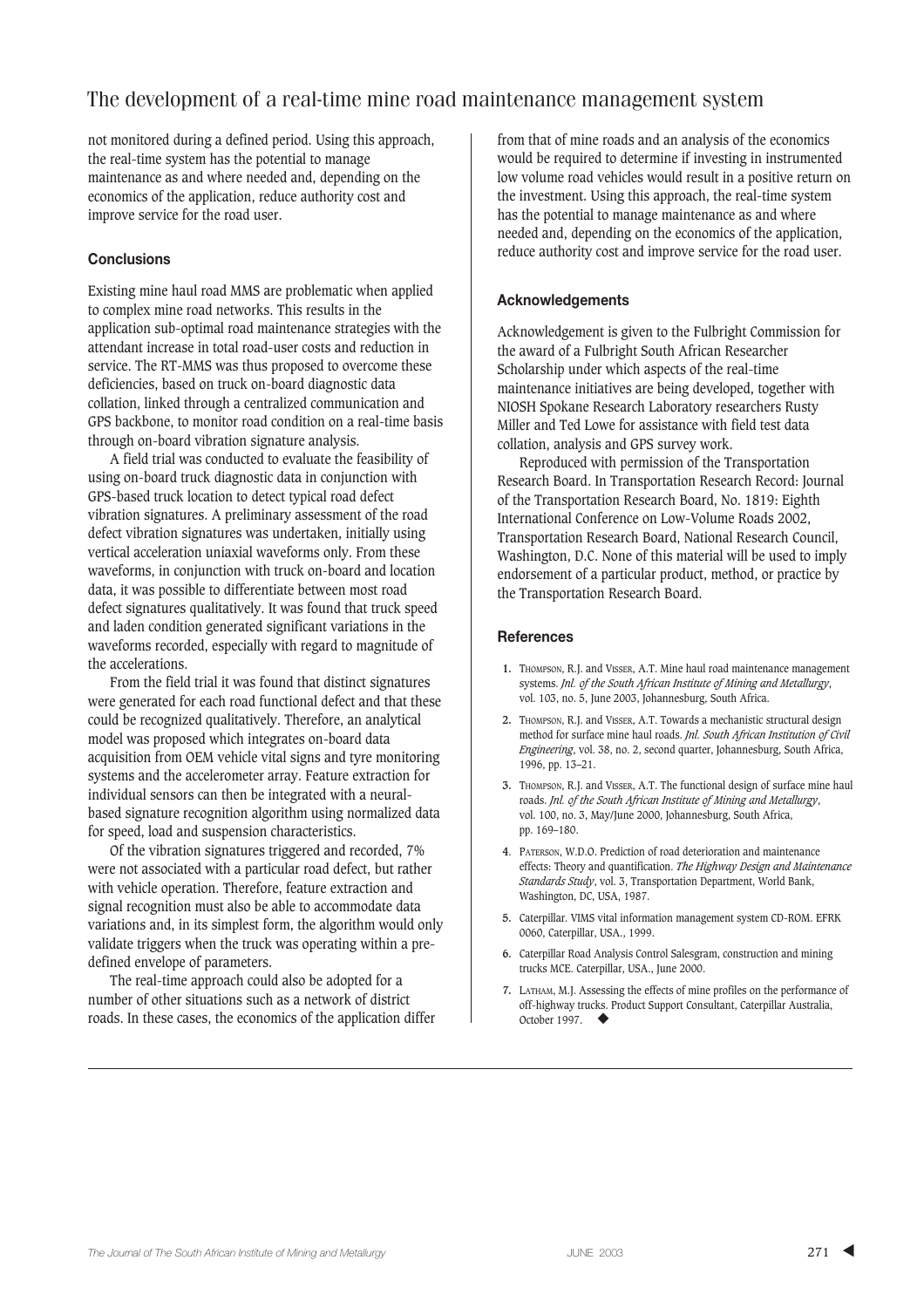not monitored during a defined period. Using this approach, the real-time system has the potential to manage maintenance as and where needed and, depending on the economics of the application, reduce authority cost and improve service for the road user.

### Conclusions

Existing mine haul road MMS are problematic when applied to complex mine road networks. This results in the application sub-optimal road maintenance strategies with the attendant increase in total road-user costs and reduction in service. The RT-MMS was thus proposed to overcome these deficiencies, based on truck on-board diagnostic data collation, linked through a centralized communication and GPS backbone, to monitor road condition on a real-time basis through on-board vibration signature analysis.

A field trial was conducted to evaluate the feasibility of using on-board truck diagnostic data in conjunction with GPS-based truck location to detect typical road defect vibration signatures. A preliminary assessment of the road defect vibration signatures was undertaken, initially using vertical acceleration uniaxial waveforms only. From these waveforms, in conjunction with truck on-board and location data, it was possible to differentiate between most road defect signatures qualitatively. It was found that truck speed and laden condition generated significant variations in the waveforms recorded, especially with regard to magnitude of the accelerations.

From the field trial it was found that distinct signatures were generated for each road functional defect and that these could be recognized qualitatively. Therefore, an analytical model was proposed which integrates on-board data acquisition from OEM vehicle vital signs and tyre monitoring systems and the accelerometer array. Feature extraction for individual sensors can then be integrated with a neural-based signature recognition algorithm using normalized data for speed, load and suspension characteristics.

Of the vibration signatures triggered and recorded, 7% were not associated with a particular road defect, but rather with vehicle operation. Therefore, feature extraction and signal recognition must also be able to accommodate data variations and, in its simplest form, the algorithm would only validate triggers when the truck was operating within a pre-defined envelope of parameters.

The real-time approach could also be adopted for a number of other situations such as a network of district roads. In these cases, the economics of the application differ from that of mine roads and an analysis of the economics would be required to determine if investing in instrumented low volume road vehicles would result in a positive return on the investment. Using this approach, the real-time system has the potential to manage maintenance as and where needed and, depending on the economics of the application, reduce authority cost and improve service for the road user.

### Acknowledgements

Acknowledgement is given to the Fulbright Commission for the award of a Fulbright South African Researcher Scholarship under which aspects of the real-time maintenance initiatives are being developed, together with NIOSH Spokane Research Laboratory researchers Rusty Miller and Ted Lowe for assistance with field test data collation, analysis and GPS survey work.

Reproduced with permission of the Transportation Research Board. In Transportation Research Record: Journal of the Transportation Research Board, No. 1819: Eighth International Conference on Low-Volume Roads 2002, Transportation Research Board, National Research Council, Washington, D.C. None of this material will be used to imply endorsement of a particular product, method, or practice by the Transportation Research Board.

### References

1. THOMPSON, R.J. and VISSER, A.T. Mine haul road maintenance management systems. *Jnl. of the South African Institute of Mining and Metallurgy*, vol. 103, no. 5, June 2003, Johannesburg, South Africa.
2. THOMPSON, R.J. and VISSER, A.T. Towards a mechanistic structural design method for surface mine haul roads. *Jnl. South African Institution of Civil Engineering*, vol. 38, no. 2, second quarter, Johannesburg, South Africa, 1996, pp. 13–21.
3. THOMPSON, R.J. and VISSER, A.T. The functional design of surface mine haul roads. *Jnl. of the South African Institute of Mining and Metallurgy*, vol. 100, no. 3, May/June 2000, Johannesburg, South Africa, pp. 169–180.
4. PATERSON, W.D.O. Prediction of road deterioration and maintenance effects: Theory and quantification. *The Highway Design and Maintenance Standards Study*, vol. 3, Transportation Department, World Bank, Washington, DC, USA, 1987.
5. Caterpillar. VIMS vital information management system CD-ROM. EFRK 0060, Caterpillar, USA., 1999.
6. Caterpillar Road Analysis Control Salesgram, construction and mining trucks MCE. Caterpillar, USA., June 2000.
7. LATHAM, M.J. Assessing the effects of mine profiles on the performance of off-highway trucks. Product Support Consultant, Caterpillar Australia, October 1997. ◆